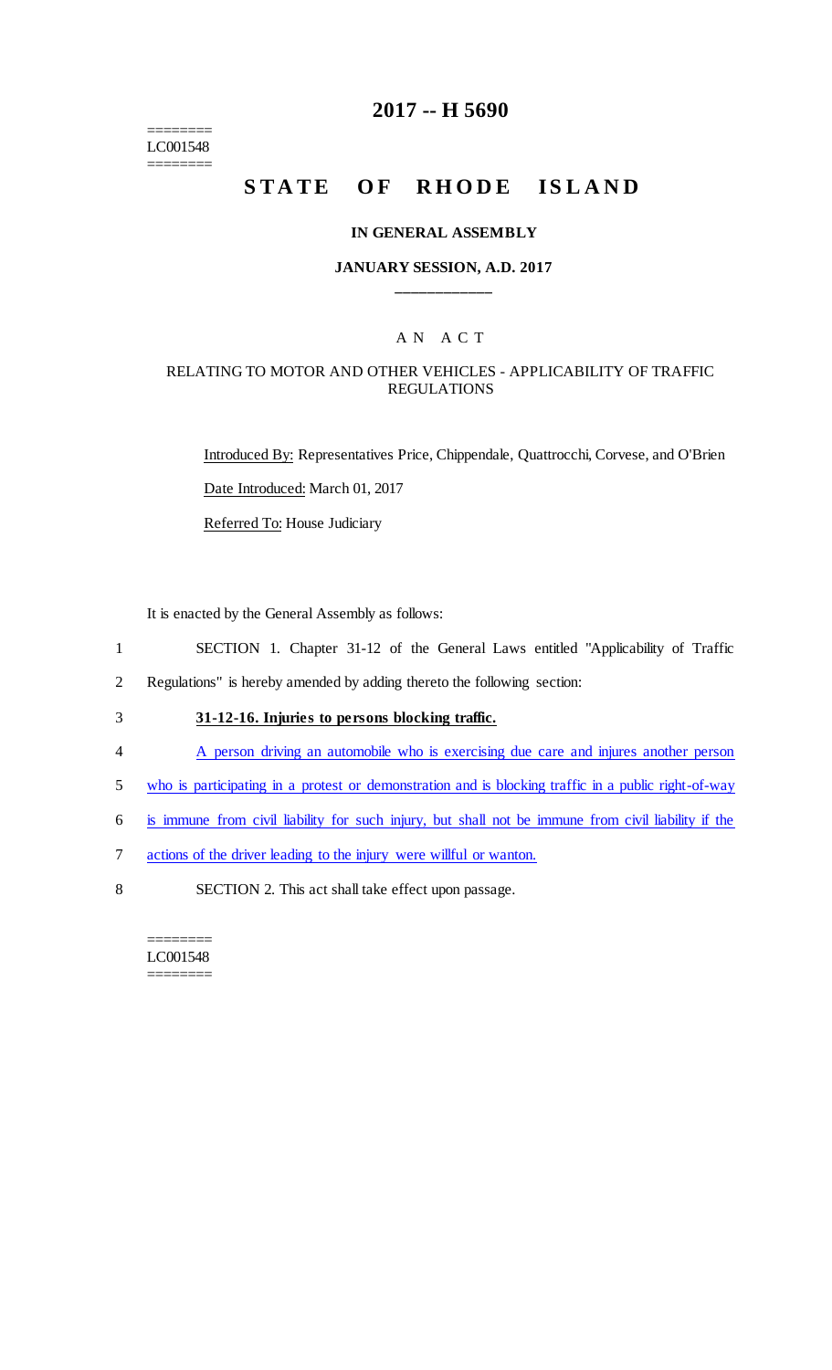========
LC001548
========

# 2017 -- H 5690

# STATE OF RHODE ISLAND

### IN GENERAL ASSEMBLY

### JANUARY SESSION, A.D. 2017

____________

A N A C T

RELATING TO MOTOR AND OTHER VEHICLES - APPLICABILITY OF TRAFFIC REGULATIONS

Introduced By: Representatives Price, Chippendale, Quattrocchi, Corvese, and O'Brien

Date Introduced: March 01, 2017

Referred To: House Judiciary

It is enacted by the General Assembly as follows:

1 SECTION 1. Chapter 31-12 of the General Laws entitled "Applicability of Traffic
2 Regulations" is hereby amended by adding thereto the following section:

3 **31-12-16. Injuries to persons blocking traffic.**

4 A person driving an automobile who is exercising due care and injures another person
5 who is participating in a protest or demonstration and is blocking traffic in a public right-of-way
6 is immune from civil liability for such injury, but shall not be immune from civil liability if the
7 actions of the driver leading to the injury were willful or wanton.

8 SECTION 2. This act shall take effect upon passage.

========
LC001548
========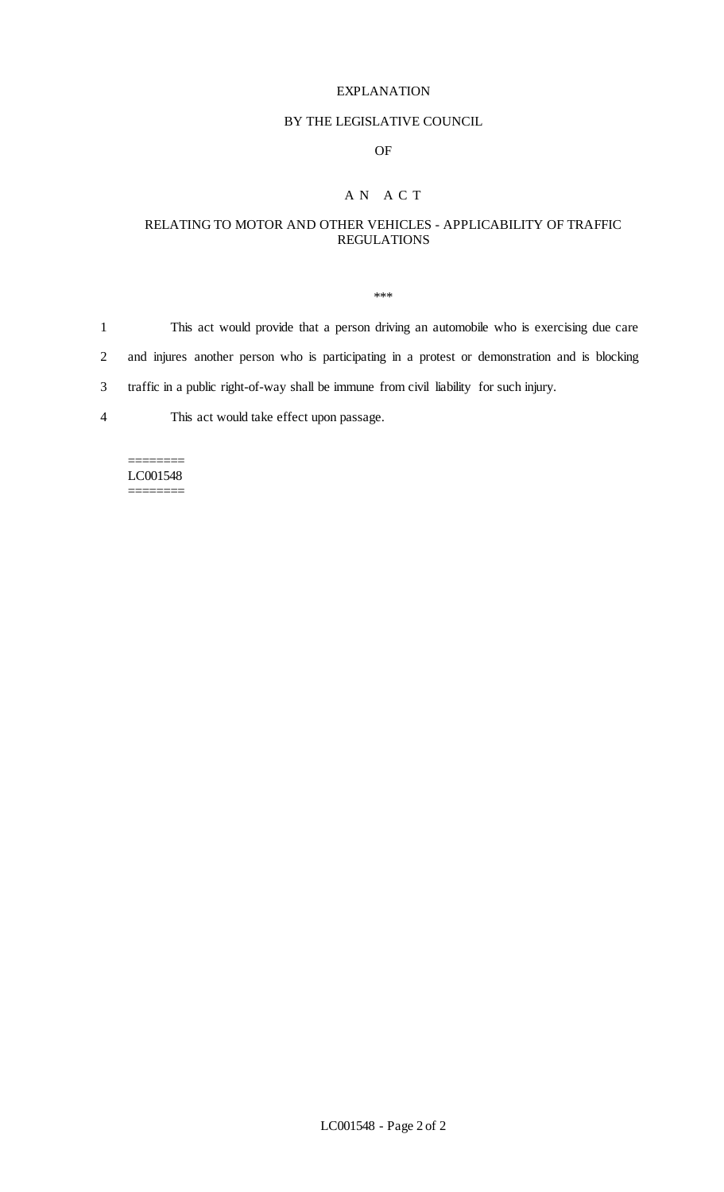EXPLANATION

BY THE LEGISLATIVE COUNCIL

OF

A N A C T

RELATING TO MOTOR AND OTHER VEHICLES - APPLICABILITY OF TRAFFIC REGULATIONS

\*\*\*

1 This act would provide that a person driving an automobile who is exercising due care
2 and injures another person who is participating in a protest or demonstration and is blocking
3 traffic in a public right-of-way shall be immune from civil liability for such injury.
4 This act would take effect upon passage.

========
LC001548
========